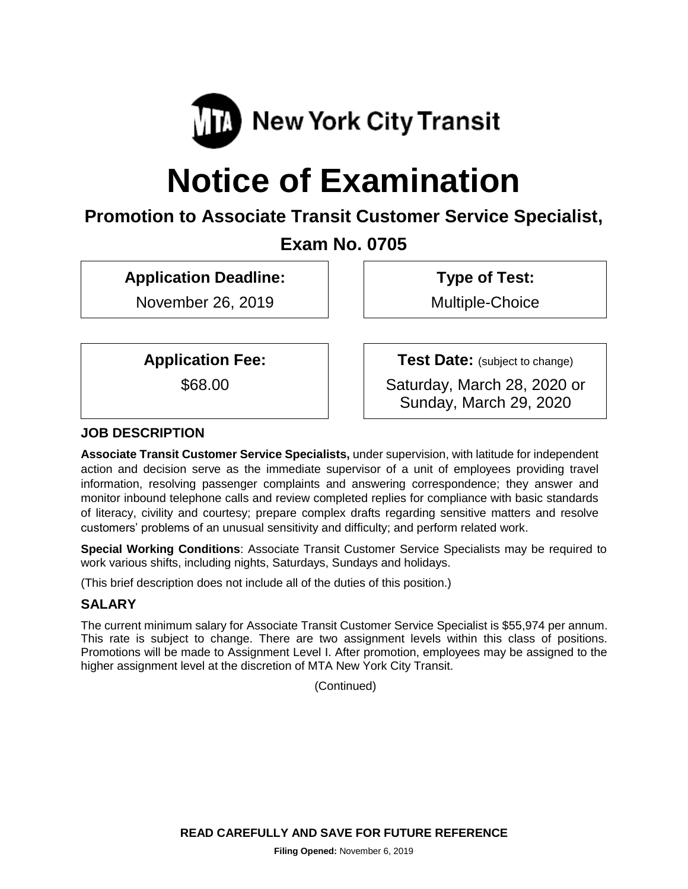New York City Transit

# Notice of Examination

## Promotion to Associate Transit Customer Service Specialist,

## Exam No. 0705

**Application Deadline:**

November 26, 2019

**Type of Test:**

Multiple-Choice

**Application Fee:**

$68.00

**Test Date:** (subject to change)

Saturday, March 28, 2020 or Sunday, March 29, 2020

### JOB DESCRIPTION

**Associate Transit Customer Service Specialists,** under supervision, with latitude for independent action and decision serve as the immediate supervisor of a unit of employees providing travel information, resolving passenger complaints and answering correspondence; they answer and monitor inbound telephone calls and review completed replies for compliance with basic standards of literacy, civility and courtesy; prepare complex drafts regarding sensitive matters and resolve customers' problems of an unusual sensitivity and difficulty; and perform related work.

**Special Working Conditions**: Associate Transit Customer Service Specialists may be required to work various shifts, including nights, Saturdays, Sundays and holidays.

(This brief description does not include all of the duties of this position.)

### SALARY

The current minimum salary for Associate Transit Customer Service Specialist is $55,974 per annum. This rate is subject to change. There are two assignment levels within this class of positions. Promotions will be made to Assignment Level I. After promotion, employees may be assigned to the higher assignment level at the discretion of MTA New York City Transit.

(Continued)

**READ CAREFULLY AND SAVE FOR FUTURE REFERENCE**

**Filing Opened:** November 6, 2019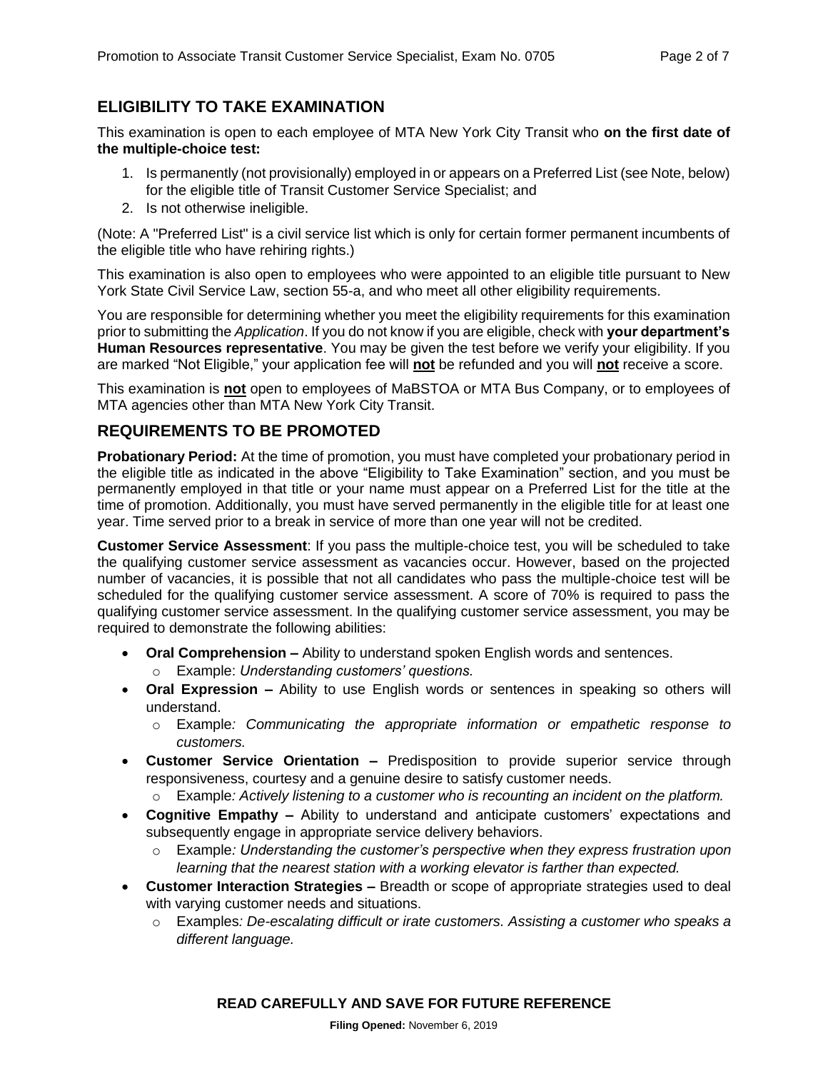## ELIGIBILITY TO TAKE EXAMINATION

This examination is open to each employee of MTA New York City Transit who **on the first date of the multiple-choice test:**

1. Is permanently (not provisionally) employed in or appears on a Preferred List (see Note, below) for the eligible title of Transit Customer Service Specialist; and
2. Is not otherwise ineligible.

(Note: A "Preferred List" is a civil service list which is only for certain former permanent incumbents of the eligible title who have rehiring rights.)

This examination is also open to employees who were appointed to an eligible title pursuant to New York State Civil Service Law, section 55-a, and who meet all other eligibility requirements.

You are responsible for determining whether you meet the eligibility requirements for this examination prior to submitting the *Application*. If you do not know if you are eligible, check with **your department's Human Resources representative**. You may be given the test before we verify your eligibility. If you are marked "Not Eligible," your application fee will **not** be refunded and you will **not** receive a score.

This examination is **not** open to employees of MaBSTOA or MTA Bus Company, or to employees of MTA agencies other than MTA New York City Transit.

## REQUIREMENTS TO BE PROMOTED

**Probationary Period:** At the time of promotion, you must have completed your probationary period in the eligible title as indicated in the above "Eligibility to Take Examination" section, and you must be permanently employed in that title or your name must appear on a Preferred List for the title at the time of promotion. Additionally, you must have served permanently in the eligible title for at least one year. Time served prior to a break in service of more than one year will not be credited.

**Customer Service Assessment**: If you pass the multiple-choice test, you will be scheduled to take the qualifying customer service assessment as vacancies occur. However, based on the projected number of vacancies, it is possible that not all candidates who pass the multiple-choice test will be scheduled for the qualifying customer service assessment. A score of 70% is required to pass the qualifying customer service assessment. In the qualifying customer service assessment, you may be required to demonstrate the following abilities:

- **Oral Comprehension –** Ability to understand spoken English words and sentences.
  - Example: *Understanding customers' questions.*
- **Oral Expression –** Ability to use English words or sentences in speaking so others will understand.
  - Example*: Communicating the appropriate information or empathetic response to customers.*
- **Customer Service Orientation –** Predisposition to provide superior service through responsiveness, courtesy and a genuine desire to satisfy customer needs.
  - Example*: Actively listening to a customer who is recounting an incident on the platform.*
- **Cognitive Empathy –** Ability to understand and anticipate customers' expectations and subsequently engage in appropriate service delivery behaviors.
  - Example*: Understanding the customer's perspective when they express frustration upon learning that the nearest station with a working elevator is farther than expected.*
- **Customer Interaction Strategies –** Breadth or scope of appropriate strategies used to deal with varying customer needs and situations.
  - Examples*: De-escalating difficult or irate customers. Assisting a customer who speaks a different language.*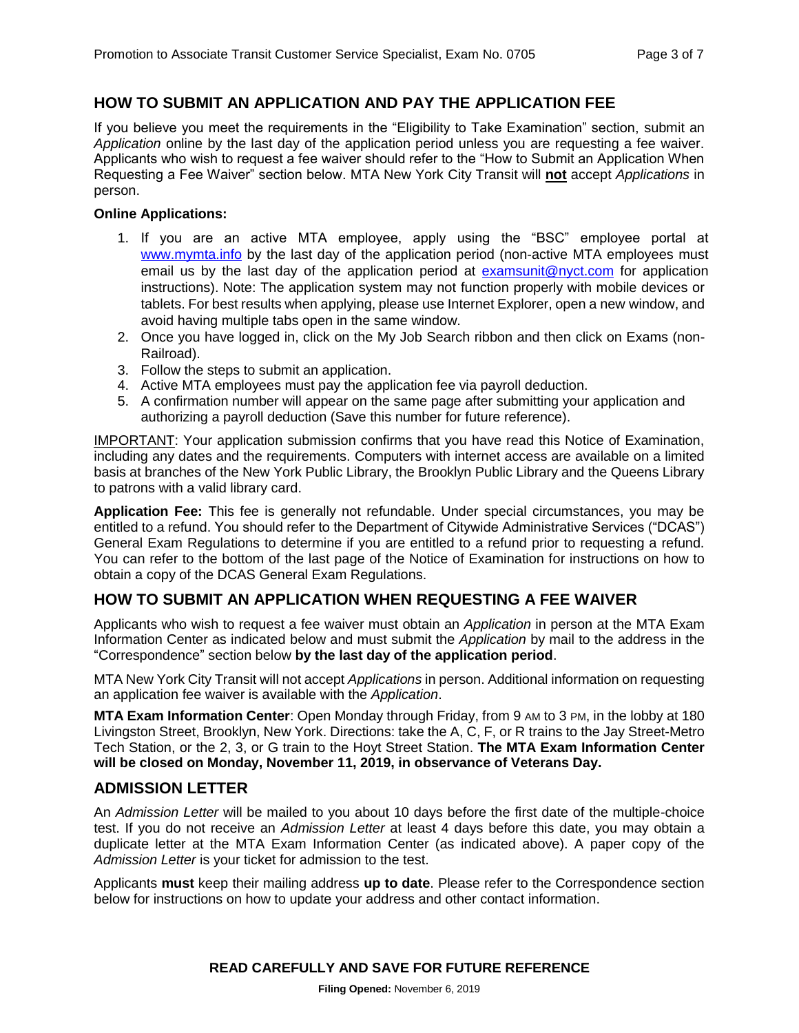## HOW TO SUBMIT AN APPLICATION AND PAY THE APPLICATION FEE

If you believe you meet the requirements in the "Eligibility to Take Examination" section, submit an *Application* online by the last day of the application period unless you are requesting a fee waiver. Applicants who wish to request a fee waiver should refer to the "How to Submit an Application When Requesting a Fee Waiver" section below. MTA New York City Transit will **not** accept *Applications* in person.

**Online Applications:**

1. If you are an active MTA employee, apply using the "BSC" employee portal at [www.mymta.info](www.mymta.info) by the last day of the application period (non-active MTA employees must email us by the last day of the application period at [examsunit@nyct.com](mailto:examsunit@nyct.com) for application instructions). Note: The application system may not function properly with mobile devices or tablets. For best results when applying, please use Internet Explorer, open a new window, and avoid having multiple tabs open in the same window.
2. Once you have logged in, click on the My Job Search ribbon and then click on Exams (non-Railroad).
3. Follow the steps to submit an application.
4. Active MTA employees must pay the application fee via payroll deduction.
5. A confirmation number will appear on the same page after submitting your application and authorizing a payroll deduction (Save this number for future reference).

<u>IMPORTANT</u>: Your application submission confirms that you have read this Notice of Examination, including any dates and the requirements. Computers with internet access are available on a limited basis at branches of the New York Public Library, the Brooklyn Public Library and the Queens Library to patrons with a valid library card.

**Application Fee:** This fee is generally not refundable. Under special circumstances, you may be entitled to a refund. You should refer to the Department of Citywide Administrative Services ("DCAS") General Exam Regulations to determine if you are entitled to a refund prior to requesting a refund. You can refer to the bottom of the last page of the Notice of Examination for instructions on how to obtain a copy of the DCAS General Exam Regulations.

## HOW TO SUBMIT AN APPLICATION WHEN REQUESTING A FEE WAIVER

Applicants who wish to request a fee waiver must obtain an *Application* in person at the MTA Exam Information Center as indicated below and must submit the *Application* by mail to the address in the "Correspondence" section below **by the last day of the application period**.

MTA New York City Transit will not accept *Applications* in person. Additional information on requesting an application fee waiver is available with the *Application*.

**MTA Exam Information Center**: Open Monday through Friday, from 9 AM to 3 PM, in the lobby at 180 Livingston Street, Brooklyn, New York. Directions: take the A, C, F, or R trains to the Jay Street-Metro Tech Station, or the 2, 3, or G train to the Hoyt Street Station. **The MTA Exam Information Center will be closed on Monday, November 11, 2019, in observance of Veterans Day.**

## ADMISSION LETTER

An *Admission Letter* will be mailed to you about 10 days before the first date of the multiple-choice test. If you do not receive an *Admission Letter* at least 4 days before this date, you may obtain a duplicate letter at the MTA Exam Information Center (as indicated above). A paper copy of the *Admission Letter* is your ticket for admission to the test.

Applicants **must** keep their mailing address **up to date**. Please refer to the Correspondence section below for instructions on how to update your address and other contact information.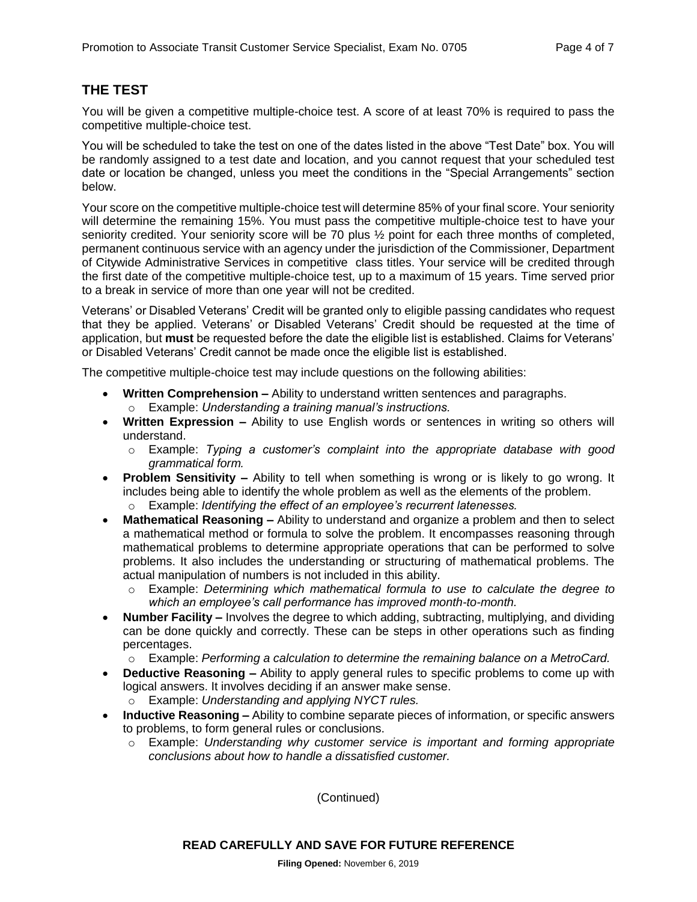## THE TEST

You will be given a competitive multiple-choice test. A score of at least 70% is required to pass the competitive multiple-choice test.

You will be scheduled to take the test on one of the dates listed in the above "Test Date" box. You will be randomly assigned to a test date and location, and you cannot request that your scheduled test date or location be changed, unless you meet the conditions in the "Special Arrangements" section below.

Your score on the competitive multiple-choice test will determine 85% of your final score. Your seniority will determine the remaining 15%. You must pass the competitive multiple-choice test to have your seniority credited. Your seniority score will be 70 plus ½ point for each three months of completed, permanent continuous service with an agency under the jurisdiction of the Commissioner, Department of Citywide Administrative Services in competitive class titles. Your service will be credited through the first date of the competitive multiple-choice test, up to a maximum of 15 years. Time served prior to a break in service of more than one year will not be credited.

Veterans' or Disabled Veterans' Credit will be granted only to eligible passing candidates who request that they be applied. Veterans' or Disabled Veterans' Credit should be requested at the time of application, but **must** be requested before the date the eligible list is established. Claims for Veterans' or Disabled Veterans' Credit cannot be made once the eligible list is established.

The competitive multiple-choice test may include questions on the following abilities:

- **Written Comprehension –** Ability to understand written sentences and paragraphs.
  - Example: *Understanding a training manual's instructions.*
- **Written Expression –** Ability to use English words or sentences in writing so others will understand.
  - Example: *Typing a customer's complaint into the appropriate database with good grammatical form.*
- **Problem Sensitivity –** Ability to tell when something is wrong or is likely to go wrong. It includes being able to identify the whole problem as well as the elements of the problem.
  - Example: *Identifying the effect of an employee's recurrent latenesses.*
- **Mathematical Reasoning –** Ability to understand and organize a problem and then to select a mathematical method or formula to solve the problem. It encompasses reasoning through mathematical problems to determine appropriate operations that can be performed to solve problems. It also includes the understanding or structuring of mathematical problems. The actual manipulation of numbers is not included in this ability.
  - Example: *Determining which mathematical formula to use to calculate the degree to which an employee's call performance has improved month-to-month.*
- **Number Facility –** Involves the degree to which adding, subtracting, multiplying, and dividing can be done quickly and correctly. These can be steps in other operations such as finding percentages.
  - Example: *Performing a calculation to determine the remaining balance on a MetroCard.*
- **Deductive Reasoning –** Ability to apply general rules to specific problems to come up with logical answers. It involves deciding if an answer make sense.
  - Example: *Understanding and applying NYCT rules.*
- **Inductive Reasoning –** Ability to combine separate pieces of information, or specific answers to problems, to form general rules or conclusions.
  - Example: *Understanding why customer service is important and forming appropriate conclusions about how to handle a dissatisfied customer.*

(Continued)

**READ CAREFULLY AND SAVE FOR FUTURE REFERENCE**

**Filing Opened:** November 6, 2019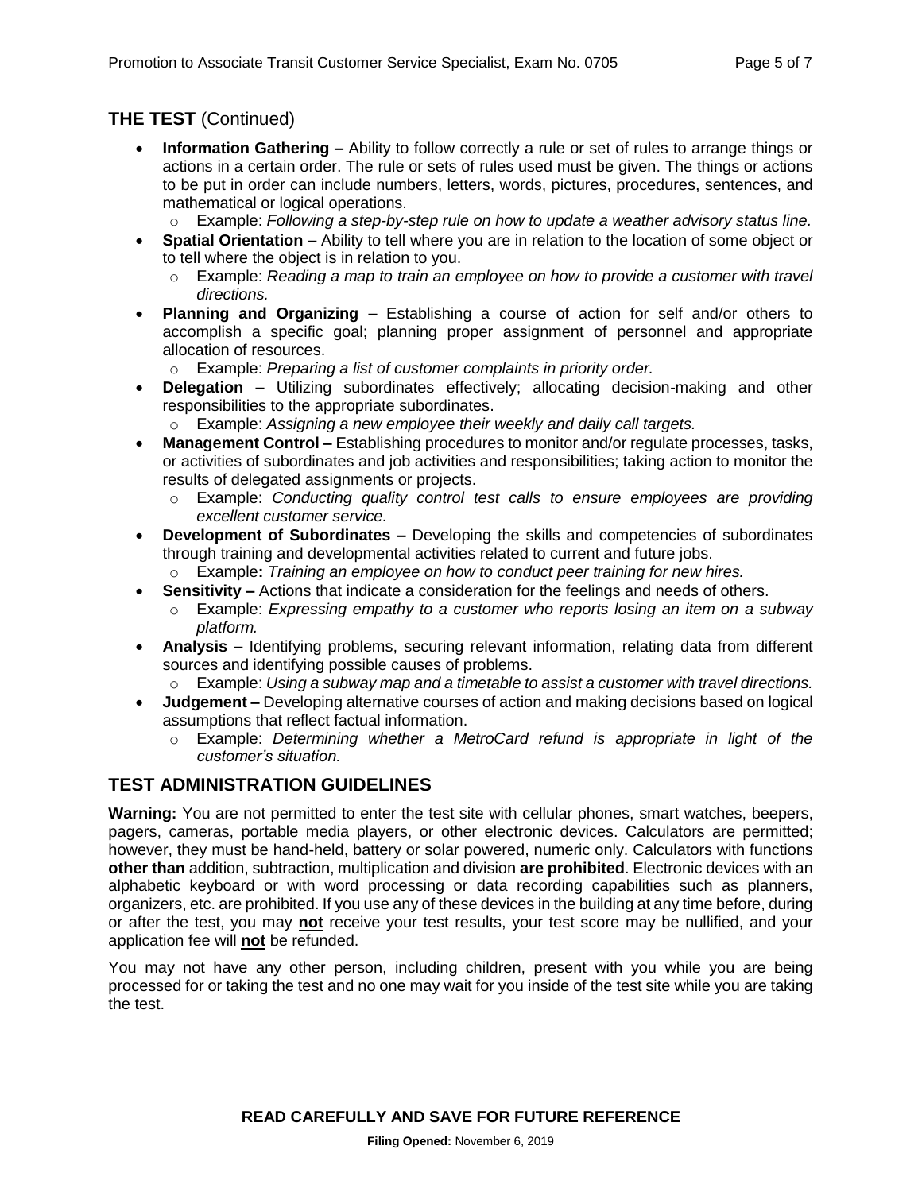## THE TEST (Continued)

- **Information Gathering –** Ability to follow correctly a rule or set of rules to arrange things or actions in a certain order. The rule or sets of rules used must be given. The things or actions to be put in order can include numbers, letters, words, pictures, procedures, sentences, and mathematical or logical operations.
  - Example: *Following a step-by-step rule on how to update a weather advisory status line.*
- **Spatial Orientation –** Ability to tell where you are in relation to the location of some object or to tell where the object is in relation to you.
  - Example: *Reading a map to train an employee on how to provide a customer with travel directions.*
- **Planning and Organizing –** Establishing a course of action for self and/or others to accomplish a specific goal; planning proper assignment of personnel and appropriate allocation of resources.
  - Example: *Preparing a list of customer complaints in priority order.*
- **Delegation –** Utilizing subordinates effectively; allocating decision-making and other responsibilities to the appropriate subordinates.
  - Example: *Assigning a new employee their weekly and daily call targets.*
- **Management Control –** Establishing procedures to monitor and/or regulate processes, tasks, or activities of subordinates and job activities and responsibilities; taking action to monitor the results of delegated assignments or projects.
  - Example: *Conducting quality control test calls to ensure employees are providing excellent customer service.*
- **Development of Subordinates –** Developing the skills and competencies of subordinates through training and developmental activities related to current and future jobs.
  - Example**:** *Training an employee on how to conduct peer training for new hires.*
- **Sensitivity –** Actions that indicate a consideration for the feelings and needs of others.
  - Example: *Expressing empathy to a customer who reports losing an item on a subway platform.*
- **Analysis –** Identifying problems, securing relevant information, relating data from different sources and identifying possible causes of problems.
  - Example: *Using a subway map and a timetable to assist a customer with travel directions.*
- **Judgement –** Developing alternative courses of action and making decisions based on logical assumptions that reflect factual information.
  - Example: *Determining whether a MetroCard refund is appropriate in light of the customer's situation.*

## TEST ADMINISTRATION GUIDELINES

**Warning:** You are not permitted to enter the test site with cellular phones, smart watches, beepers, pagers, cameras, portable media players, or other electronic devices. Calculators are permitted; however, they must be hand-held, battery or solar powered, numeric only. Calculators with functions **other than** addition, subtraction, multiplication and division **are prohibited**. Electronic devices with an alphabetic keyboard or with word processing or data recording capabilities such as planners, organizers, etc. are prohibited. If you use any of these devices in the building at any time before, during or after the test, you may **not** receive your test results, your test score may be nullified, and your application fee will **not** be refunded.

You may not have any other person, including children, present with you while you are being processed for or taking the test and no one may wait for you inside of the test site while you are taking the test.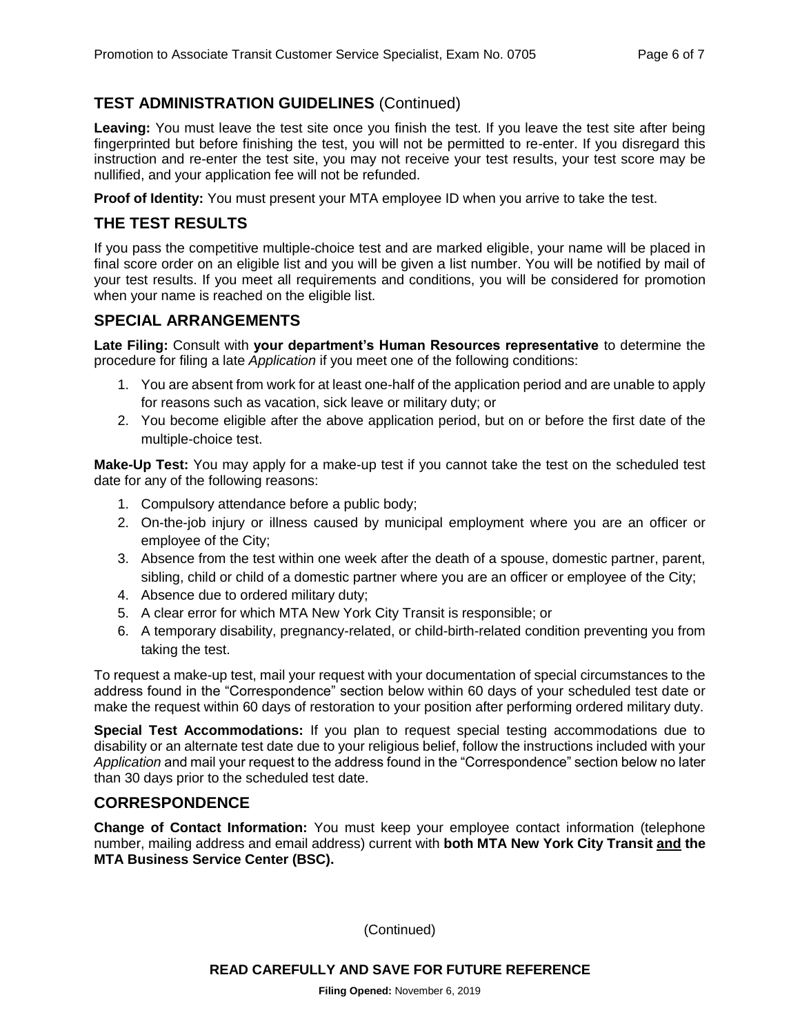## TEST ADMINISTRATION GUIDELINES (Continued)

**Leaving:** You must leave the test site once you finish the test. If you leave the test site after being fingerprinted but before finishing the test, you will not be permitted to re-enter. If you disregard this instruction and re-enter the test site, you may not receive your test results, your test score may be nullified, and your application fee will not be refunded.

**Proof of Identity:** You must present your MTA employee ID when you arrive to take the test.

## THE TEST RESULTS

If you pass the competitive multiple-choice test and are marked eligible, your name will be placed in final score order on an eligible list and you will be given a list number. You will be notified by mail of your test results. If you meet all requirements and conditions, you will be considered for promotion when your name is reached on the eligible list.

## SPECIAL ARRANGEMENTS

**Late Filing:** Consult with **your department's Human Resources representative** to determine the procedure for filing a late *Application* if you meet one of the following conditions:

1. You are absent from work for at least one-half of the application period and are unable to apply for reasons such as vacation, sick leave or military duty; or
2. You become eligible after the above application period, but on or before the first date of the multiple-choice test.

**Make-Up Test:** You may apply for a make-up test if you cannot take the test on the scheduled test date for any of the following reasons:

1. Compulsory attendance before a public body;
2. On-the-job injury or illness caused by municipal employment where you are an officer or employee of the City;
3. Absence from the test within one week after the death of a spouse, domestic partner, parent, sibling, child or child of a domestic partner where you are an officer or employee of the City;
4. Absence due to ordered military duty;
5. A clear error for which MTA New York City Transit is responsible; or
6. A temporary disability, pregnancy-related, or child-birth-related condition preventing you from taking the test.

To request a make-up test, mail your request with your documentation of special circumstances to the address found in the "Correspondence" section below within 60 days of your scheduled test date or make the request within 60 days of restoration to your position after performing ordered military duty.

**Special Test Accommodations:** If you plan to request special testing accommodations due to disability or an alternate test date due to your religious belief, follow the instructions included with your *Application* and mail your request to the address found in the "Correspondence" section below no later than 30 days prior to the scheduled test date.

## CORRESPONDENCE

**Change of Contact Information:** You must keep your employee contact information (telephone number, mailing address and email address) current with **both MTA New York City Transit <u>and</u> the MTA Business Service Center (BSC).**

(Continued)

**READ CAREFULLY AND SAVE FOR FUTURE REFERENCE**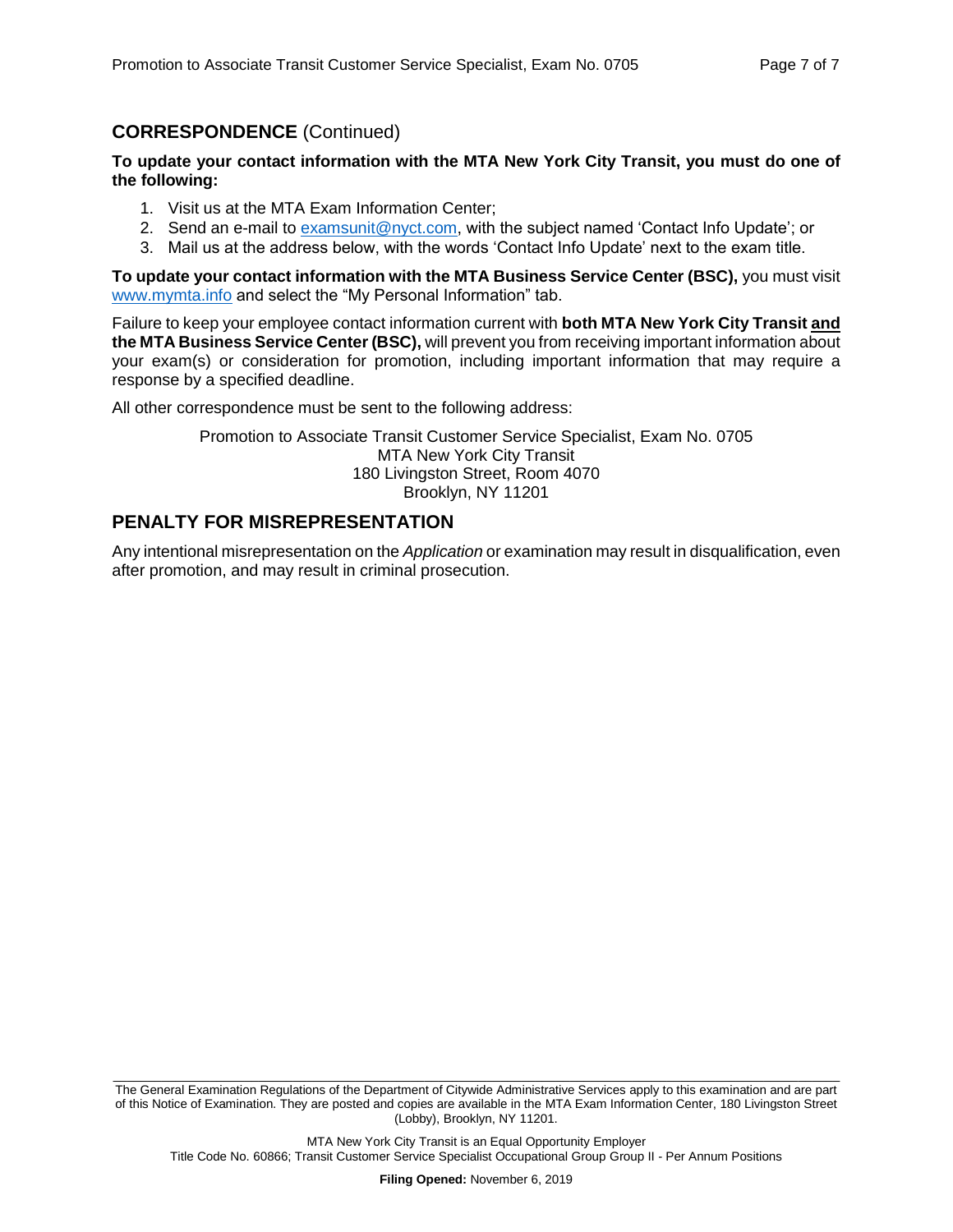## CORRESPONDENCE (Continued)

**To update your contact information with the MTA New York City Transit, you must do one of the following:**

1. Visit us at the MTA Exam Information Center;
2. Send an e-mail to examsunit@nyct.com, with the subject named 'Contact Info Update'; or
3. Mail us at the address below, with the words 'Contact Info Update' next to the exam title.

**To update your contact information with the MTA Business Service Center (BSC),** you must visit www.mymta.info and select the "My Personal Information" tab.

Failure to keep your employee contact information current with **both MTA New York City Transit and the MTA Business Service Center (BSC),** will prevent you from receiving important information about your exam(s) or consideration for promotion, including important information that may require a response by a specified deadline.

All other correspondence must be sent to the following address:

Promotion to Associate Transit Customer Service Specialist, Exam No. 0705
MTA New York City Transit
180 Livingston Street, Room 4070
Brooklyn, NY 11201

## PENALTY FOR MISREPRESENTATION

Any intentional misrepresentation on the *Application* or examination may result in disqualification, even after promotion, and may result in criminal prosecution.

The General Examination Regulations of the Department of Citywide Administrative Services apply to this examination and are part of this Notice of Examination. They are posted and copies are available in the MTA Exam Information Center, 180 Livingston Street (Lobby), Brooklyn, NY 11201.

MTA New York City Transit is an Equal Opportunity Employer
Title Code No. 60866; Transit Customer Service Specialist Occupational Group Group II - Per Annum Positions

**Filing Opened:** November 6, 2019